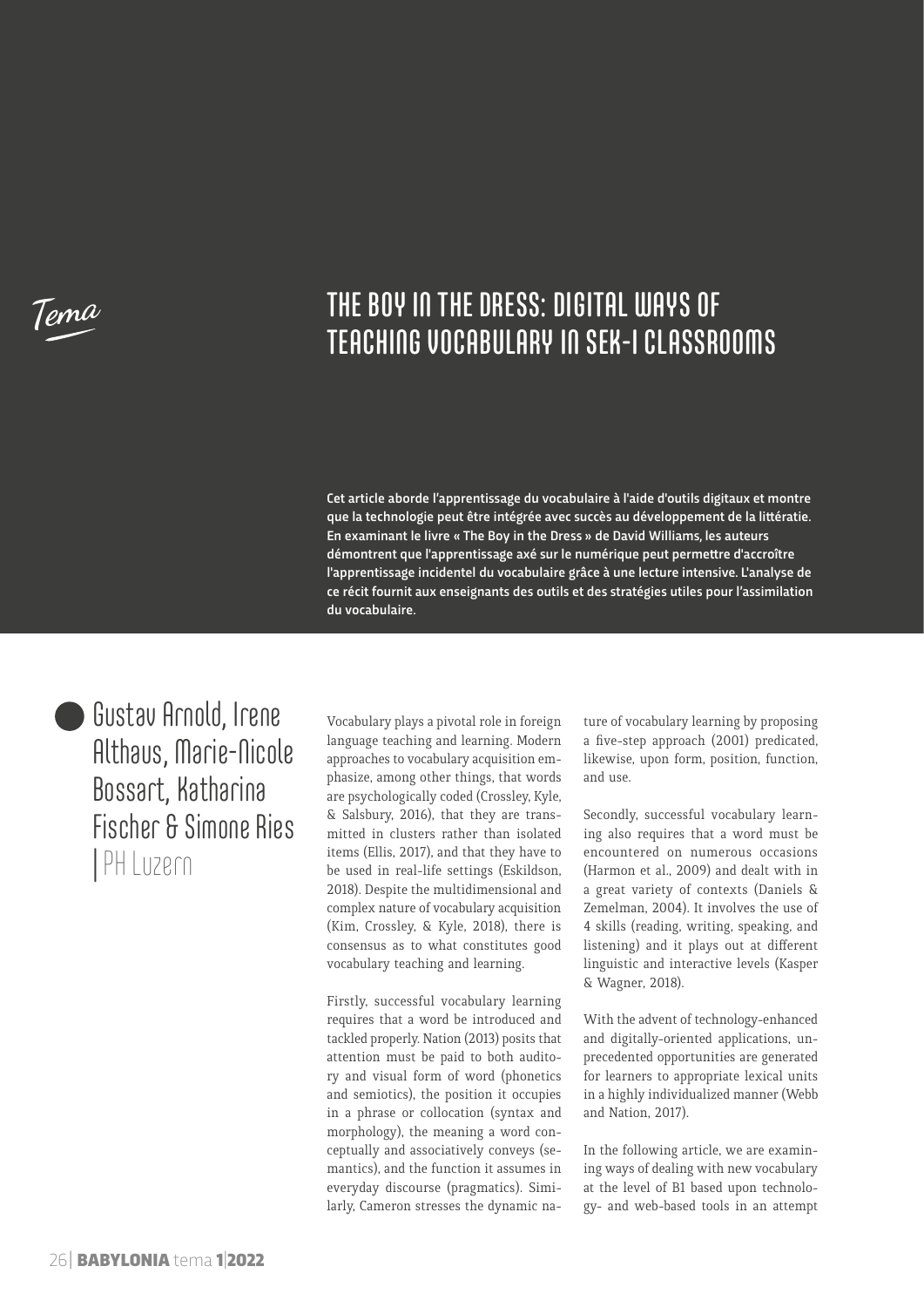Tema

# THE BOY IN THE DRESS: DIGITAL WAYS OF TEACHING VOCABULARY IN SEK-I CLASSROOMS

**Cet article aborde l'apprentissage du vocabulaire à l'aide d'outils digitaux et montre que la technologie peut être intégrée avec succès au développement de la littératie. En examinant le livre « The Boy in the Dress » de David Williams, les auteurs démontrent que l'apprentissage axé sur le numérique peut permettre d'accroître l'apprentissage incidentel du vocabulaire grâce à une lecture intensive. L'analyse de ce récit fournit aux enseignants des outils et des stratégies utiles pour l'assimilation du vocabulaire.**

Gustav Arnold, Irene Althaus, Marie-Nicole Bossart, Katharina Fischer & Simone Ries | PH Luzern

Vocabulary plays a pivotal role in foreign language teaching and learning. Modern approaches to vocabulary acquisition emphasize, among other things, that words are psychologically coded (Crossley, Kyle, & Salsbury, 2016), that they are transmitted in clusters rather than isolated items (Ellis, 2017), and that they have to be used in real-life settings (Eskildson, 2018). Despite the multidimensional and complex nature of vocabulary acquisition (Kim, Crossley, & Kyle, 2018), there is consensus as to what constitutes good vocabulary teaching and learning.

Firstly, successful vocabulary learning requires that a word be introduced and tackled properly. Nation (2013) posits that attention must be paid to both auditory and visual form of word (phonetics and semiotics), the position it occupies in a phrase or collocation (syntax and morphology), the meaning a word conceptually and associatively conveys (semantics), and the function it assumes in everyday discourse (pragmatics). Similarly, Cameron stresses the dynamic nature of vocabulary learning by proposing a five-step approach (2001) predicated, likewise, upon form, position, function, and use.

Secondly, successful vocabulary learning also requires that a word must be encountered on numerous occasions (Harmon et al., 2009) and dealt with in a great variety of contexts (Daniels & Zemelman, 2004). It involves the use of 4 skills (reading, writing, speaking, and listening) and it plays out at different linguistic and interactive levels (Kasper & Wagner, 2018).

With the advent of technology-enhanced and digitally-oriented applications, unprecedented opportunities are generated for learners to appropriate lexical units in a highly individualized manner (Webb and Nation, 2017).

In the following article, we are examining ways of dealing with new vocabulary at the level of B1 based upon technology- and web-based tools in an attempt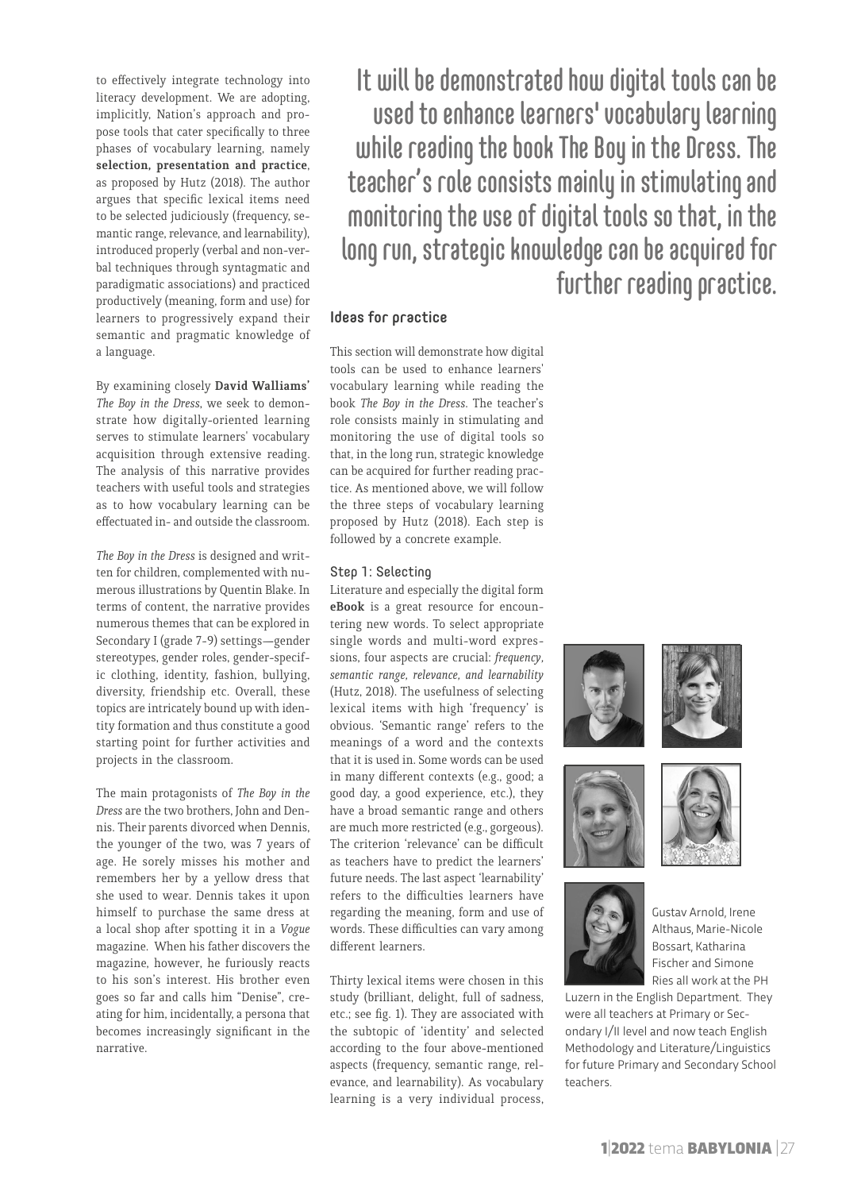to effectively integrate technology into literacy development. We are adopting, implicitly, Nation's approach and propose tools that cater specifically to three phases of vocabulary learning, namely **selection, presentation and practice**, as proposed by Hutz (2018). The author argues that specific lexical items need to be selected judiciously (frequency, semantic range, relevance, and learnability), introduced properly (verbal and non-verbal techniques through syntagmatic and paradigmatic associations) and practiced productively (meaning, form and use) for learners to progressively expand their semantic and pragmatic knowledge of a language.

By examining closely **David Walliams'** *The Boy in the Dress*, we seek to demonstrate how digitally-oriented learning serves to stimulate learners' vocabulary acquisition through extensive reading. The analysis of this narrative provides teachers with useful tools and strategies as to how vocabulary learning can be effectuated in- and outside the classroom.

*The Boy in the Dress* is designed and written for children, complemented with numerous illustrations by Quentin Blake. In terms of content, the narrative provides numerous themes that can be explored in Secondary I (grade 7-9) settings—gender stereotypes, gender roles, gender-specific clothing, identity, fashion, bullying, diversity, friendship etc. Overall, these topics are intricately bound up with identity formation and thus constitute a good starting point for further activities and projects in the classroom.

The main protagonists of *The Boy in the Dress* are the two brothers, John and Dennis. Their parents divorced when Dennis, the younger of the two, was 7 years of age. He sorely misses his mother and remembers her by a yellow dress that she used to wear. Dennis takes it upon himself to purchase the same dress at a local shop after spotting it in a *Vogue* magazine. When his father discovers the magazine, however, he furiously reacts to his son's interest. His brother even goes so far and calls him "Denise", creating for him, incidentally, a persona that becomes increasingly significant in the narrative.

> It will be demonstrated how digital tools can be used to enhance learners' vocabulary learning while reading the book The Boy in the Dress. The teacher's role consists mainly in stimulating and monitoring the use of digital tools so that, in the long run, strategic knowledge can be acquired for further reading practice.

## Ideas for practice

This section will demonstrate how digital tools can be used to enhance learners' vocabulary learning while reading the book *The Boy in the Dress*. The teacher's role consists mainly in stimulating and monitoring the use of digital tools so that, in the long run, strategic knowledge can be acquired for further reading practice. As mentioned above, we will follow the three steps of vocabulary learning proposed by Hutz (2018). Each step is followed by a concrete example.

### Step 1: Selecting

Literature and especially the digital form **eBook** is a great resource for encountering new words. To select appropriate single words and multi-word expressions, four aspects are crucial: *frequency, semantic range, relevance, and learnability* (Hutz, 2018). The usefulness of selecting lexical items with high 'frequency' is obvious. 'Semantic range' refers to the meanings of a word and the contexts that it is used in. Some words can be used in many different contexts (e.g., good; a good day, a good experience, etc.), they have a broad semantic range and others are much more restricted (e.g., gorgeous). The criterion 'relevance' can be difficult as teachers have to predict the learners' future needs. The last aspect 'learnability' refers to the difficulties learners have regarding the meaning, form and use of words. These difficulties can vary among different learners.

Thirty lexical items were chosen in this study (brilliant, delight, full of sadness, etc.; see fig. 1). They are associated with the subtopic of 'identity' and selected according to the four above-mentioned aspects (frequency, semantic range, relevance, and learnability). As vocabulary learning is a very individual process,

Gustav Arnold, Irene Althaus, Marie-Nicole Bossart, Katharina Fischer and Simone Ries all work at the PH Luzern in the English Department. They were all teachers at Primary or Secondary I/II level and now teach English Methodology and Literature/Linguistics for future Primary and Secondary School teachers.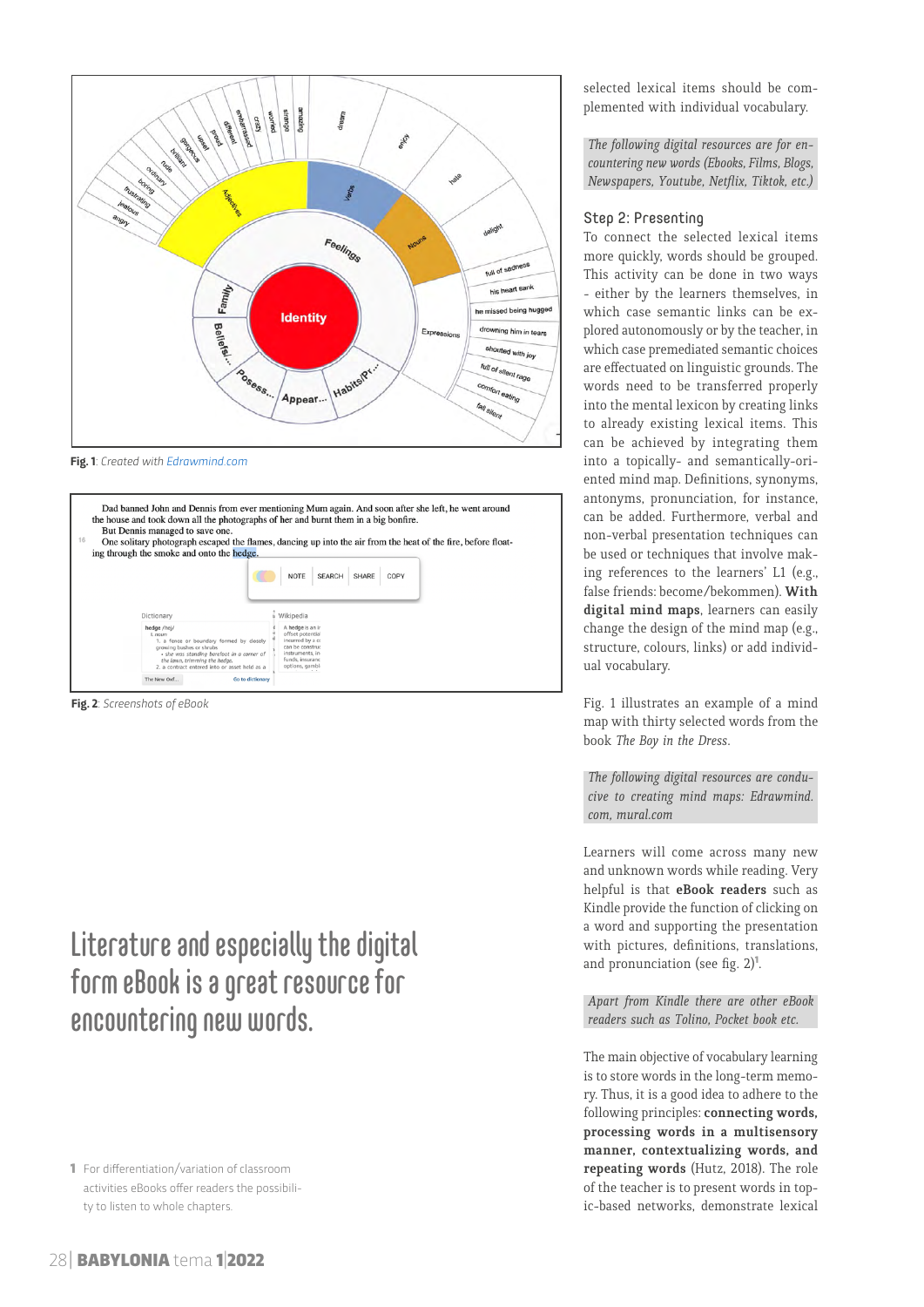Fig. 1: *Created with Edrawmind.com*

Fig. 2: *Screenshots of eBook*

# Literature and especially the digital form eBook is a great resource for encountering new words.

1 For differentiation/variation of classroom activities eBooks offer readers the possibility to listen to whole chapters.

selected lexical items should be complemented with individual vocabulary.

*The following digital resources are for encountering new words (Ebooks, Films, Blogs, Newspapers, Youtube, Netflix, Tiktok, etc.)*

### Step 2: Presenting

To connect the selected lexical items more quickly, words should be grouped. This activity can be done in two ways - either by the learners themselves, in which case semantic links can be explored autonomously or by the teacher, in which case premediated semantic choices are effectuated on linguistic grounds. The words need to be transferred properly into the mental lexicon by creating links to already existing lexical items. This can be achieved by integrating them into a topically- and semantically-oriented mind map. Definitions, synonyms, antonyms, pronunciation, for instance, can be added. Furthermore, verbal and non-verbal presentation techniques can be used or techniques that involve making references to the learners' L1 (e.g., false friends: become/bekommen). **With digital mind maps**, learners can easily change the design of the mind map (e.g., structure, colours, links) or add individual vocabulary.

Fig. 1 illustrates an example of a mind map with thirty selected words from the book *The Boy in the Dress*.

*The following digital resources are conducive to creating mind maps: Edrawmind.com, mural.com*

Learners will come across many new and unknown words while reading. Very helpful is that **eBook readers** such as Kindle provide the function of clicking on a word and supporting the presentation with pictures, definitions, translations, and pronunciation (see fig. 2)[1].

*Apart from Kindle there are other eBook readers such as Tolino, Pocket book etc.*

The main objective of vocabulary learning is to store words in the long-term memory. Thus, it is a good idea to adhere to the following principles: **connecting words, processing words in a multisensory manner, contextualizing words, and repeating words** (Hutz, 2018). The role of the teacher is to present words in topic-based networks, demonstrate lexical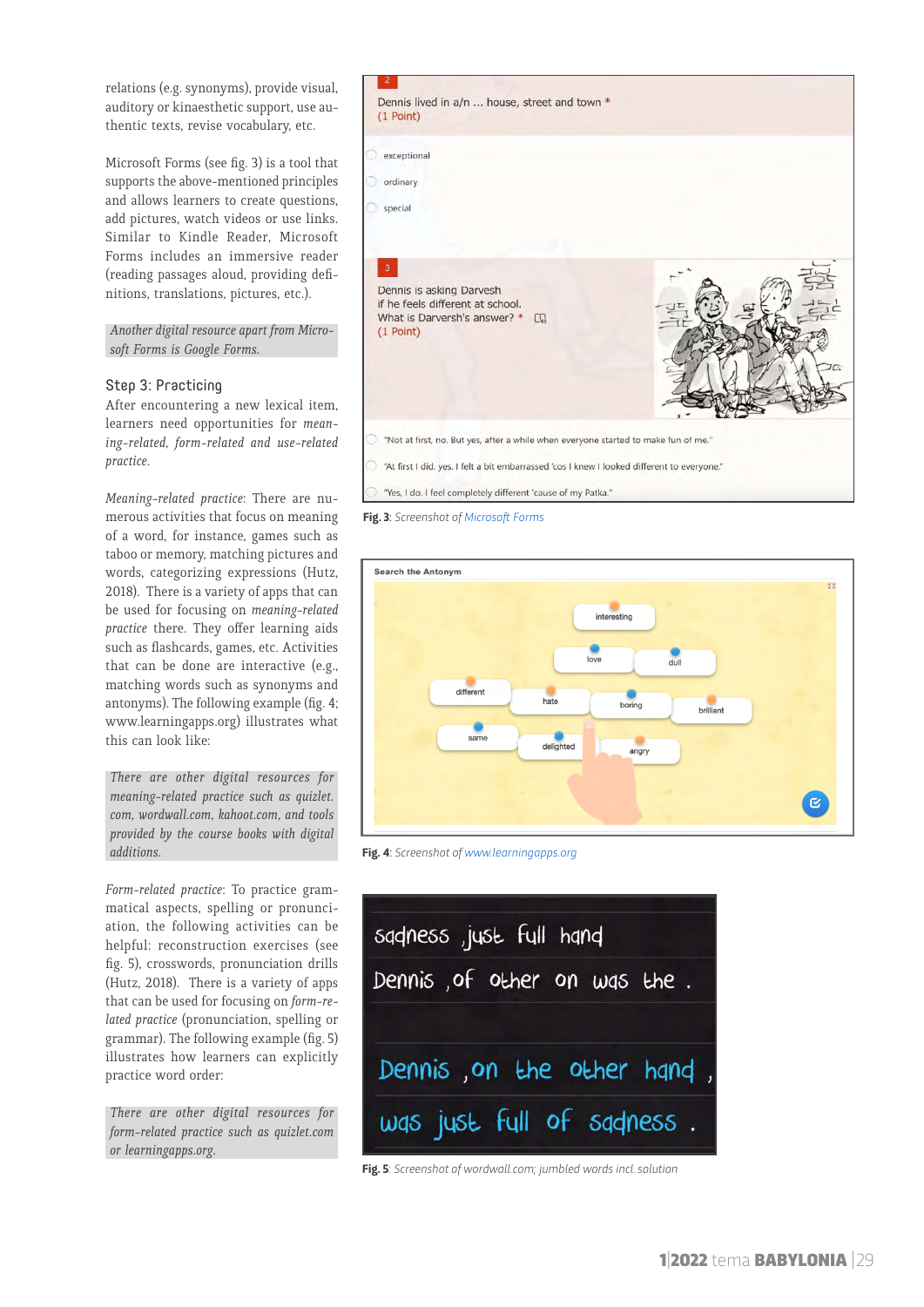relations (e.g. synonyms), provide visual, auditory or kinaesthetic support, use authentic texts, revise vocabulary, etc.

Microsoft Forms (see fig. 3) is a tool that supports the above-mentioned principles and allows learners to create questions, add pictures, watch videos or use links. Similar to Kindle Reader, Microsoft Forms includes an immersive reader (reading passages aloud, providing definitions, translations, pictures, etc.).

*Another digital resource apart from Microsoft Forms is Google Forms.*

### Step 3: Practicing

After encountering a new lexical item, learners need opportunities for *meaning-related, form-related and use-related practice*.

*Meaning-related practice*: There are numerous activities that focus on meaning of a word, for instance, games such as taboo or memory, matching pictures and words, categorizing expressions (Hutz, 2018). There is a variety of apps that can be used for focusing on *meaning-related practice* there. They offer learning aids such as flashcards, games, etc. Activities that can be done are interactive (e.g., matching words such as synonyms and antonyms). The following example (fig. 4; www.learningapps.org) illustrates what this can look like:

*There are other digital resources for meaning-related practice such as quizlet.com, wordwall.com, kahoot.com, and tools provided by the course books with digital additions.*

*Form-related practice*: To practice grammatical aspects, spelling or pronunciation, the following activities can be helpful: reconstruction exercises (see fig. 5), crosswords, pronunciation drills (Hutz, 2018). There is a variety of apps that can be used for focusing on *form-related practice* (pronunciation, spelling or grammar). The following example (fig. 5) illustrates how learners can explicitly practice word order:

*There are other digital resources for form-related practice such as quizlet.com or learningapps.org.*

2
Dennis lived in a/n ... house, street and town *
(1 Point)

- exceptional
- ordinary
- special

3
Dennis is asking Darvesh if he feels different at school. What is Darversh's answer? *
(1 Point)

- "Not at first, no. But yes, after a while when everyone started to make fun of me."
- "At first I did, yes. I felt a bit embarrassed 'cos I knew I looked different to everyone."
- "Yes, I do. I feel completely different 'cause of my Patka."

**Fig. 3**: *Screenshot of Microsoft Forms*

Search the Antonym

interesting, love, dull, different, hate, boring, brilliant, same, delighted, angry

**Fig. 4**: *Screenshot of www.learningapps.org*

sadness just full hand
Dennis , of other on was the .

Dennis , on the other hand ,
was just full of sadness .

**Fig. 5**: *Screenshot of wordwall.com; jumbled words incl. solution*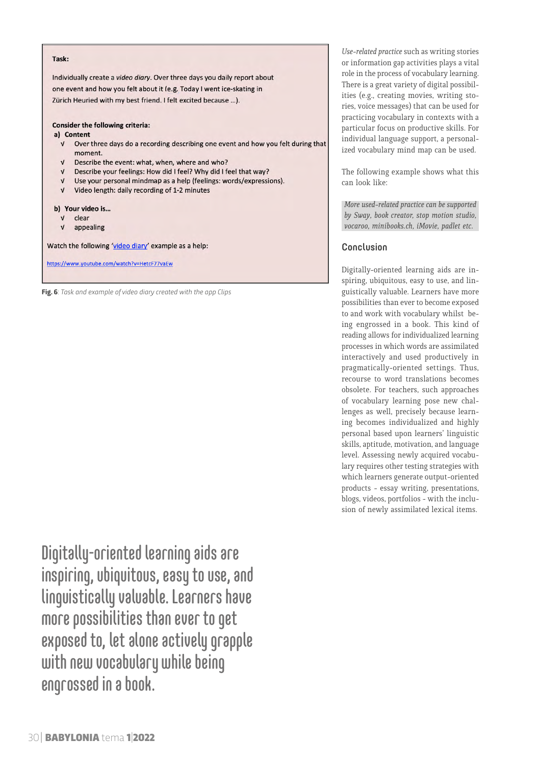**Task:**

Individually create a *video diary*. Over three days you daily report about one event and how you felt about it (e.g. Today I went ice-skating in Zürich Heuried with my best friend. I felt excited because …).

**Consider the following criteria:**

**a) Content**

- √ Over three days do a recording describing one event and how you felt during that moment.
- √ Describe the event: what, when, where and who?
- √ Describe your feelings: How did I feel? Why did I feel that way?
- √ Use your personal mindmap as a help (feelings: words/expressions).
- √ Video length: daily recording of 1-2 minutes

**b) Your video is…**

- √ clear
- √ appealing

Watch the following '[video diary](https://www.youtube.com/watch?v=HetcF77vaEw)' example as a help:

https://www.youtube.com/watch?v=HetcF77vaEw

**Fig. 6**: *Task and example of video diary created with the app Clips*

*Use-related practice* such as writing stories or information gap activities plays a vital role in the process of vocabulary learning. There is a great variety of digital possibilities (e.g., creating movies, writing stories, voice messages) that can be used for practicing vocabulary in contexts with a particular focus on productive skills. For individual language support, a personalized vocabulary mind map can be used.

The following example shows what this can look like:

*More used-related practice can be supported by Sway, book creator, stop motion studio, vocaroo, minibooks.ch, iMovie, padlet etc.*

## Conclusion

Digitally-oriented learning aids are inspiring, ubiquitous, easy to use, and linguistically valuable. Learners have more possibilities than ever to become exposed to and work with vocabulary whilst being engrossed in a book. This kind of reading allows for individualized learning processes in which words are assimilated interactively and used productively in pragmatically-oriented settings. Thus, recourse to word translations becomes obsolete. For teachers, such approaches of vocabulary learning pose new challenges as well, precisely because learning becomes individualized and highly personal based upon learners' linguistic skills, aptitude, motivation, and language level. Assessing newly acquired vocabulary requires other testing strategies with which learners generate output-oriented products - essay writing, presentations, blogs, videos, portfolios - with the inclusion of newly assimilated lexical items.

Digitally-oriented learning aids are inspiring, ubiquitous, easy to use, and linguistically valuable. Learners have more possibilities than ever to get exposed to, let alone actively grapple with new vocabulary while being engrossed in a book.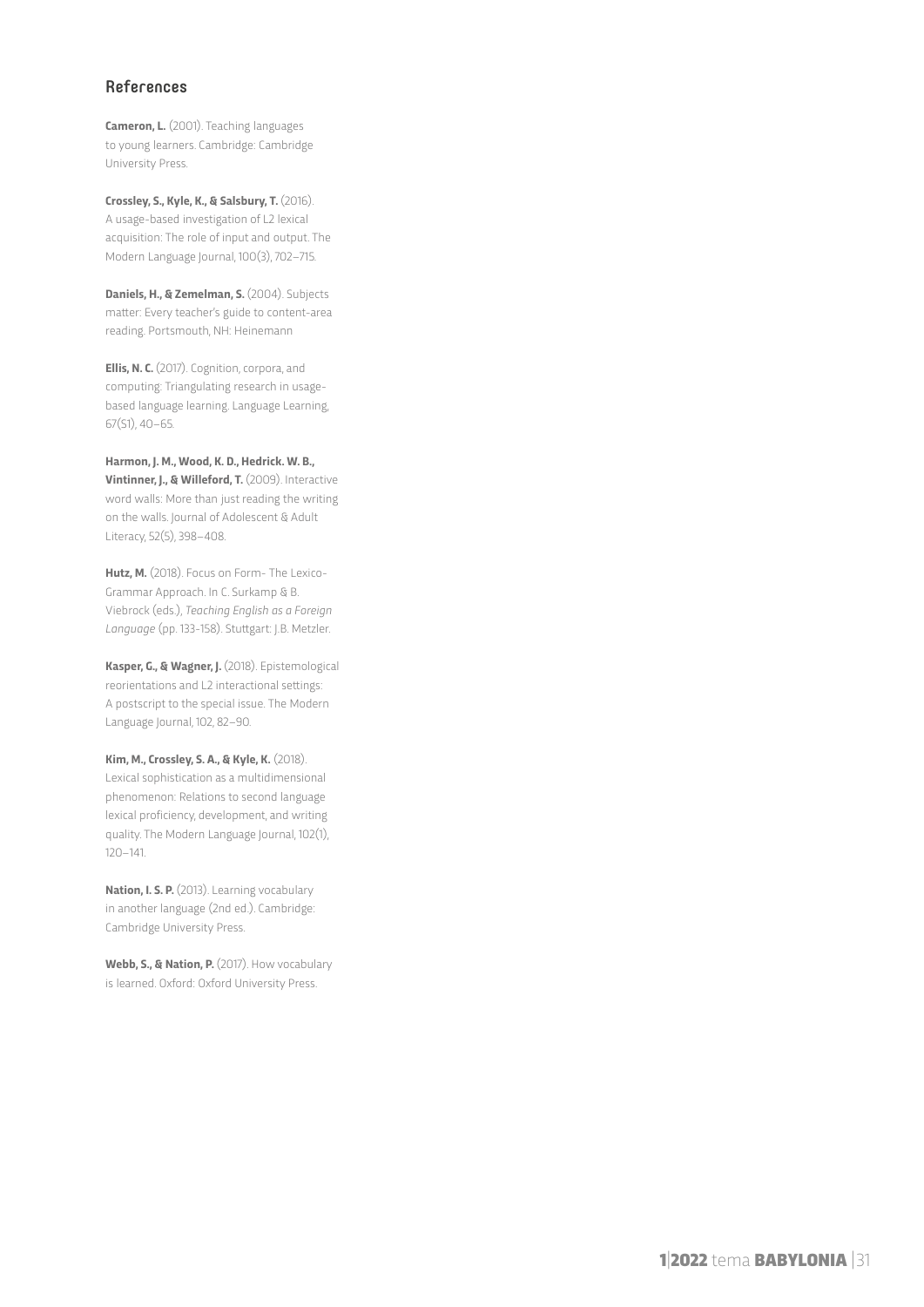## References

**Cameron, L.** (2001). Teaching languages to young learners. Cambridge: Cambridge University Press.

**Crossley, S., Kyle, K., & Salsbury, T.** (2016). A usage-based investigation of L2 lexical acquisition: The role of input and output. The Modern Language Journal, 100(3), 702–715.

**Daniels, H., & Zemelman, S.** (2004). Subjects matter: Every teacher's guide to content-area reading. Portsmouth, NH: Heinemann

**Ellis, N. C.** (2017). Cognition, corpora, and computing: Triangulating research in usage-based language learning. Language Learning, 67(S1), 40–65.

**Harmon, J. M., Wood, K. D., Hedrick. W. B., Vintinner, J., & Willeford, T.** (2009). Interactive word walls: More than just reading the writing on the walls. Journal of Adolescent & Adult Literacy, 52(5), 398–408.

**Hutz, M.** (2018). Focus on Form- The Lexico-Grammar Approach. In C. Surkamp & B. Viebrock (eds.), *Teaching English as a Foreign Language* (pp. 133-158). Stuttgart: J.B. Metzler.

**Kasper, G., & Wagner, J.** (2018). Epistemological reorientations and L2 interactional settings: A postscript to the special issue. The Modern Language Journal, 102, 82–90.

**Kim, M., Crossley, S. A., & Kyle, K.** (2018). Lexical sophistication as a multidimensional phenomenon: Relations to second language lexical proficiency, development, and writing quality. The Modern Language Journal, 102(1), 120–141.

**Nation, I. S. P.** (2013). Learning vocabulary in another language (2nd ed.). Cambridge: Cambridge University Press.

**Webb, S., & Nation, P.** (2017). How vocabulary is learned. Oxford: Oxford University Press.